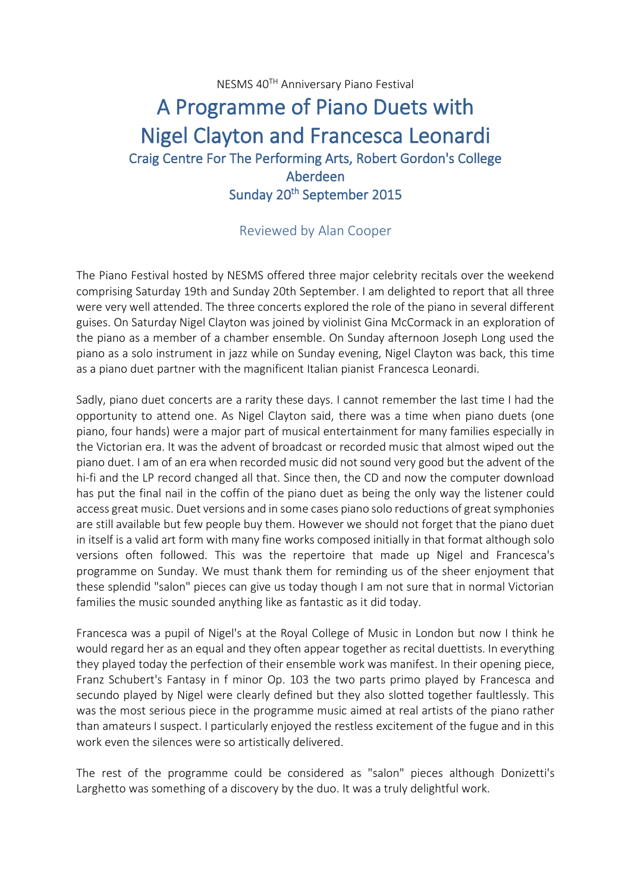NESMS 40TH Anniversary Piano Festival

# A Programme of Piano Duets with Nigel Clayton and Francesca Leonardi

## Craig Centre For The Performing Arts, Robert Gordon's College Aberdeen

## Sunday 20th September 2015

### Reviewed by Alan Cooper

The Piano Festival hosted by NESMS offered three major celebrity recitals over the weekend comprising Saturday 19th and Sunday 20th September. I am delighted to report that all three were very well attended. The three concerts explored the role of the piano in several different guises. On Saturday Nigel Clayton was joined by violinist Gina McCormack in an exploration of the piano as a member of a chamber ensemble. On Sunday afternoon Joseph Long used the piano as a solo instrument in jazz while on Sunday evening, Nigel Clayton was back, this time as a piano duet partner with the magnificent Italian pianist Francesca Leonardi.

Sadly, piano duet concerts are a rarity these days. I cannot remember the last time I had the opportunity to attend one. As Nigel Clayton said, there was a time when piano duets (one piano, four hands) were a major part of musical entertainment for many families especially in the Victorian era. It was the advent of broadcast or recorded music that almost wiped out the piano duet. I am of an era when recorded music did not sound very good but the advent of the hi-fi and the LP record changed all that. Since then, the CD and now the computer download has put the final nail in the coffin of the piano duet as being the only way the listener could access great music. Duet versions and in some cases piano solo reductions of great symphonies are still available but few people buy them. However we should not forget that the piano duet in itself is a valid art form with many fine works composed initially in that format although solo versions often followed. This was the repertoire that made up Nigel and Francesca's programme on Sunday. We must thank them for reminding us of the sheer enjoyment that these splendid "salon" pieces can give us today though I am not sure that in normal Victorian families the music sounded anything like as fantastic as it did today.

Francesca was a pupil of Nigel's at the Royal College of Music in London but now I think he would regard her as an equal and they often appear together as recital duettists. In everything they played today the perfection of their ensemble work was manifest. In their opening piece, Franz Schubert's Fantasy in f minor Op. 103 the two parts primo played by Francesca and secundo played by Nigel were clearly defined but they also slotted together faultlessly. This was the most serious piece in the programme music aimed at real artists of the piano rather than amateurs I suspect. I particularly enjoyed the restless excitement of the fugue and in this work even the silences were so artistically delivered.

The rest of the programme could be considered as "salon" pieces although Donizetti's Larghetto was something of a discovery by the duo. It was a truly delightful work.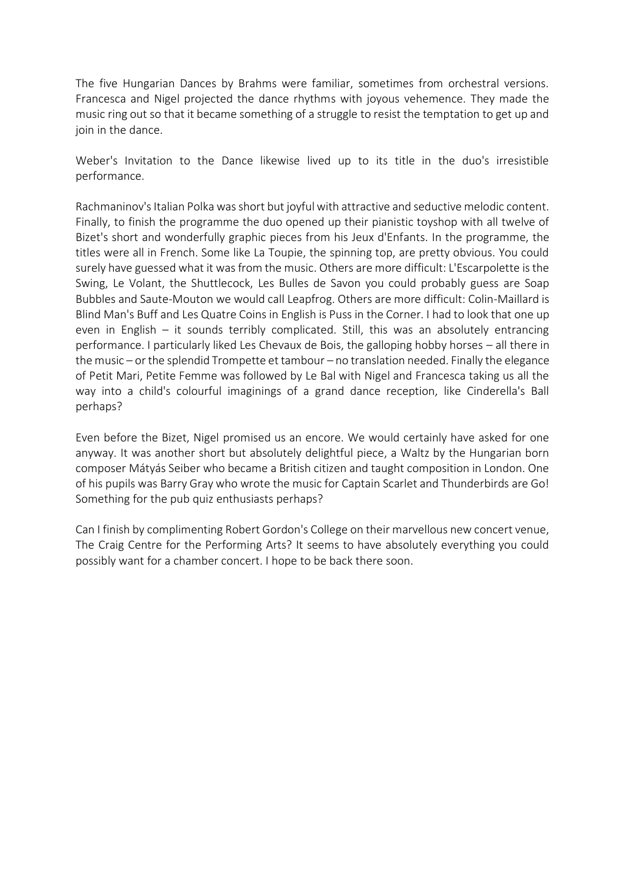The five Hungarian Dances by Brahms were familiar, sometimes from orchestral versions. Francesca and Nigel projected the dance rhythms with joyous vehemence. They made the music ring out so that it became something of a struggle to resist the temptation to get up and join in the dance.

Weber's Invitation to the Dance likewise lived up to its title in the duo's irresistible performance.

Rachmaninov's Italian Polka was short but joyful with attractive and seductive melodic content. Finally, to finish the programme the duo opened up their pianistic toyshop with all twelve of Bizet's short and wonderfully graphic pieces from his Jeux d'Enfants. In the programme, the titles were all in French. Some like La Toupie, the spinning top, are pretty obvious. You could surely have guessed what it was from the music. Others are more difficult: L'Escarpolette is the Swing, Le Volant, the Shuttlecock, Les Bulles de Savon you could probably guess are Soap Bubbles and Saute-Mouton we would call Leapfrog. Others are more difficult: Colin-Maillard is Blind Man's Buff and Les Quatre Coins in English is Puss in the Corner. I had to look that one up even in English – it sounds terribly complicated. Still, this was an absolutely entrancing performance. I particularly liked Les Chevaux de Bois, the galloping hobby horses – all there in the music – or the splendid Trompette et tambour – no translation needed. Finally the elegance of Petit Mari, Petite Femme was followed by Le Bal with Nigel and Francesca taking us all the way into a child's colourful imaginings of a grand dance reception, like Cinderella's Ball perhaps?

Even before the Bizet, Nigel promised us an encore. We would certainly have asked for one anyway. It was another short but absolutely delightful piece, a Waltz by the Hungarian born composer Mátyás Seiber who became a British citizen and taught composition in London. One of his pupils was Barry Gray who wrote the music for Captain Scarlet and Thunderbirds are Go! Something for the pub quiz enthusiasts perhaps?

Can I finish by complimenting Robert Gordon's College on their marvellous new concert venue, The Craig Centre for the Performing Arts? It seems to have absolutely everything you could possibly want for a chamber concert. I hope to be back there soon.